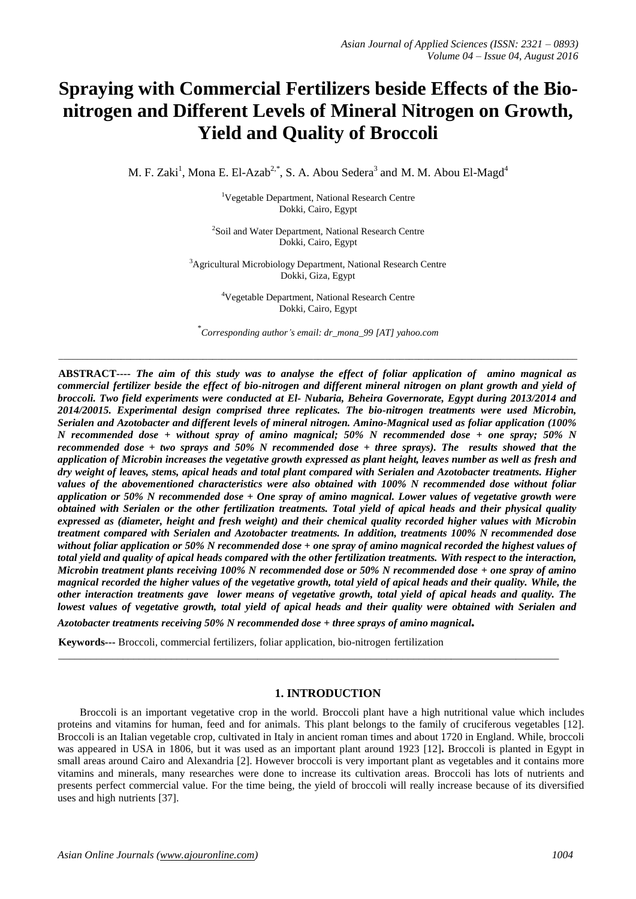# Spraying with Commercial Fertilizers beside Effects of the Bio-nitrogen and Different Levels of Mineral Nitrogen on Growth, Yield and Quality of Broccoli

M. F. Zaki[1], Mona E. El-Azab[2,*], S. A. Abou Sedera[3] and M. M. Abou El-Magd[4]

[1]Vegetable Department, National Research Centre
Dokki, Cairo, Egypt

[2]Soil and Water Department, National Research Centre
Dokki, Cairo, Egypt

[3]Agricultural Microbiology Department, National Research Centre
Dokki, Giza, Egypt

[4]Vegetable Department, National Research Centre
Dokki, Cairo, Egypt

[*]*Corresponding author's email: dr_mona_99 [AT] yahoo.com*

---

**ABSTRACT----** ***The aim of this study was to analyse the effect of foliar application of amino magnical as commercial fertilizer beside the effect of bio-nitrogen and different mineral nitrogen on plant growth and yield of broccoli. Two field experiments were conducted at El- Nubaria, Beheira Governorate, Egypt during 2013/2014 and 2014/20015. Experimental design comprised three replicates. The bio-nitrogen treatments were used Microbin, Serialen and Azotobacter and different levels of mineral nitrogen. Amino-Magnical used as foliar application (100% N recommended dose + without spray of amino magnical; 50% N recommended dose + one spray; 50% N recommended dose + two sprays and 50% N recommended dose + three sprays). The results showed that the application of Microbin increases the vegetative growth expressed as plant height, leaves number as well as fresh and dry weight of leaves, stems, apical heads and total plant compared with Serialen and Azotobacter treatments. Higher values of the abovementioned characteristics were also obtained with 100% N recommended dose without foliar application or 50% N recommended dose + One spray of amino magnical. Lower values of vegetative growth were obtained with Serialen or the other fertilization treatments. Total yield of apical heads and their physical quality expressed as (diameter, height and fresh weight) and their chemical quality recorded higher values with Microbin treatment compared with Serialen and Azotobacter treatments. In addition, treatments 100% N recommended dose without foliar application or 50% N recommended dose + one spray of amino magnical recorded the highest values of total yield and quality of apical heads compared with the other fertilization treatments. With respect to the interaction, Microbin treatment plants receiving 100% N recommended dose or 50% N recommended dose + one spray of amino magnical recorded the higher values of the vegetative growth, total yield of apical heads and their quality. While, the other interaction treatments gave lower means of vegetative growth, total yield of apical heads and quality. The lowest values of vegetative growth, total yield of apical heads and their quality were obtained with Serialen and Azotobacter treatments receiving 50% N recommended dose + three sprays of amino magnical.***

**Keywords---** Broccoli, commercial fertilizers, foliar application, bio-nitrogen fertilization

---

## 1. INTRODUCTION

Broccoli is an important vegetative crop in the world. Broccoli plant have a high nutritional value which includes proteins and vitamins for human, feed and for animals. This plant belongs to the family of cruciferous vegetables [12]. Broccoli is an Italian vegetable crop, cultivated in Italy in ancient roman times and about 1720 in England. While, broccoli was appeared in USA in 1806, but it was used as an important plant around 1923 [12]**.** Broccoli is planted in Egypt in small areas around Cairo and Alexandria [2]. However broccoli is very important plant as vegetables and it contains more vitamins and minerals, many researches were done to increase its cultivation areas. Broccoli has lots of nutrients and presents perfect commercial value. For the time being, the yield of broccoli will really increase because of its diversified uses and high nutrients [37].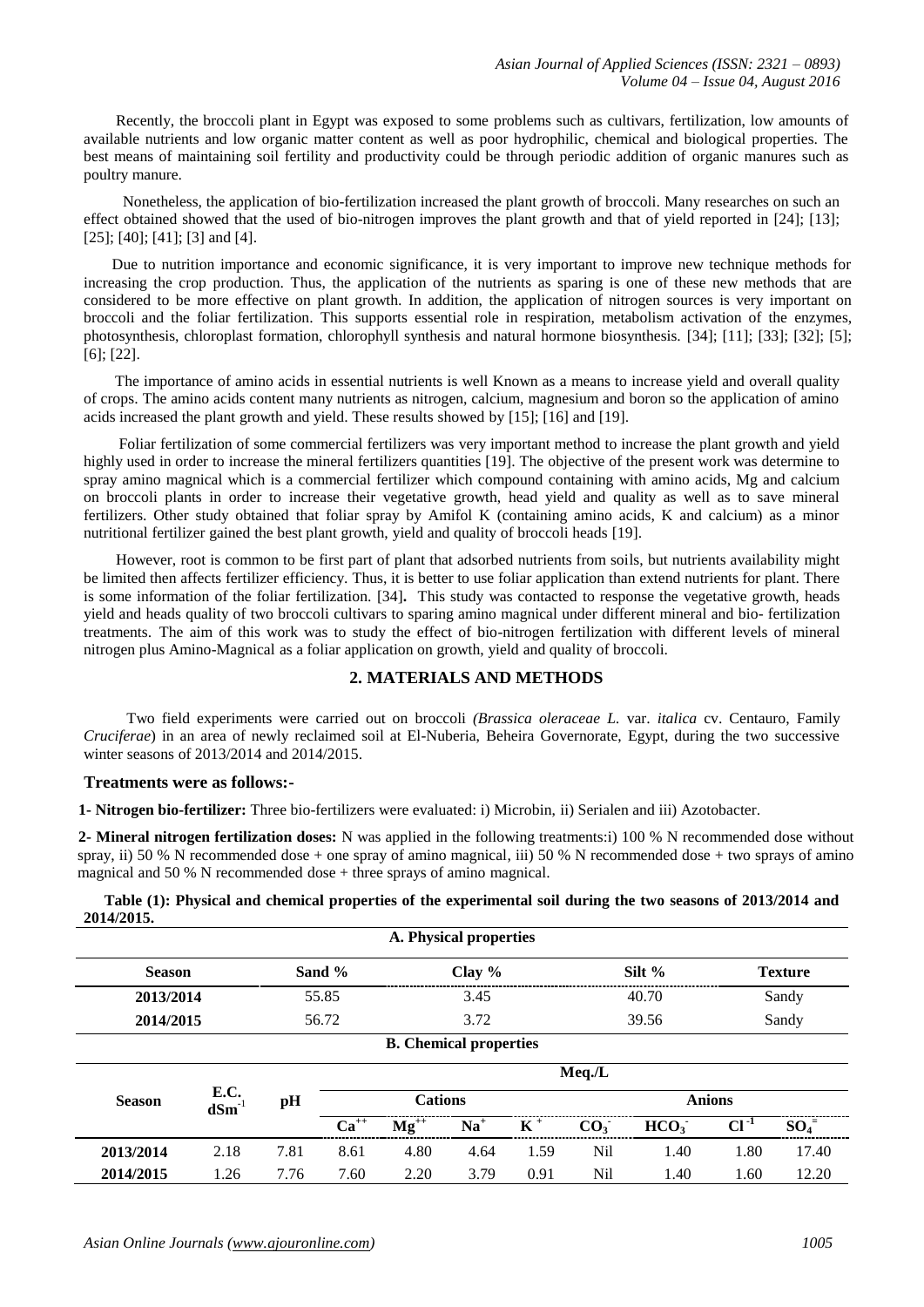Recently, the broccoli plant in Egypt was exposed to some problems such as cultivars, fertilization, low amounts of available nutrients and low organic matter content as well as poor hydrophilic, chemical and biological properties. The best means of maintaining soil fertility and productivity could be through periodic addition of organic manures such as poultry manure.

Nonetheless, the application of bio-fertilization increased the plant growth of broccoli. Many researches on such an effect obtained showed that the used of bio-nitrogen improves the plant growth and that of yield reported in [24]; [13]; [25]; [40]; [41]; [3] and [4].

Due to nutrition importance and economic significance, it is very important to improve new technique methods for increasing the crop production. Thus, the application of the nutrients as sparing is one of these new methods that are considered to be more effective on plant growth. In addition, the application of nitrogen sources is very important on broccoli and the foliar fertilization. This supports essential role in respiration, metabolism activation of the enzymes, photosynthesis, chloroplast formation, chlorophyll synthesis and natural hormone biosynthesis. [34]; [11]; [33]; [32]; [5]; [6]; [22].

The importance of amino acids in essential nutrients is well Known as a means to increase yield and overall quality of crops. The amino acids content many nutrients as nitrogen, calcium, magnesium and boron so the application of amino acids increased the plant growth and yield. These results showed by [15]; [16] and [19].

Foliar fertilization of some commercial fertilizers was very important method to increase the plant growth and yield highly used in order to increase the mineral fertilizers quantities [19]. The objective of the present work was determine to spray amino magnical which is a commercial fertilizer which compound containing with amino acids, Mg and calcium on broccoli plants in order to increase their vegetative growth, head yield and quality as well as to save mineral fertilizers. Other study obtained that foliar spray by Amifol K (containing amino acids, K and calcium) as a minor nutritional fertilizer gained the best plant growth, yield and quality of broccoli heads [19].

However, root is common to be first part of plant that adsorbed nutrients from soils, but nutrients availability might be limited then affects fertilizer efficiency. Thus, it is better to use foliar application than extend nutrients for plant. There is some information of the foliar fertilization. [34]**.** This study was contacted to response the vegetative growth, heads yield and heads quality of two broccoli cultivars to sparing amino magnical under different mineral and bio- fertilization treatments. The aim of this work was to study the effect of bio-nitrogen fertilization with different levels of mineral nitrogen plus Amino-Magnical as a foliar application on growth, yield and quality of broccoli.

## 2. MATERIALS AND METHODS

Two field experiments were carried out on broccoli *(Brassica oleraceae L.* var. *italica* cv. Centauro, Family *Cruciferae*) in an area of newly reclaimed soil at El-Nuberia, Beheira Governorate, Egypt, during the two successive winter seasons of 2013/2014 and 2014/2015.

### Treatments were as follows:-

**1- Nitrogen bio-fertilizer:** Three bio-fertilizers were evaluated: i) Microbin, ii) Serialen and iii) Azotobacter.

**2- Mineral nitrogen fertilization doses:** N was applied in the following treatments:i) 100 % N recommended dose without spray, ii) 50 % N recommended dose + one spray of amino magnical, iii) 50 % N recommended dose + two sprays of amino magnical and 50 % N recommended dose + three sprays of amino magnical.

**Table (1): Physical and chemical properties of the experimental soil during the two seasons of 2013/2014 and 2014/2015.**

**A. Physical properties**

| Season | Sand % | Clay % | Silt % | Texture |
|---|---|---|---|---|
| 2013/2014 | 55.85 | 3.45 | 40.70 | Sandy |
| 2014/2015 | 56.72 | 3.72 | 39.56 | Sandy |

**B. Chemical properties**

| Season | E.C. $dSm^{-1}$ | pH | Meq./L | | | | | | | |
|---|---|---|---|---|---|---|---|---|---|---|
| | | | Cations | | | | Anions | | | |
| | | | $Ca^{++}$ | $Mg^{++}$ | $Na^{+}$ | $K^{+}$ | $CO_3^{-}$ | $HCO_3^{-}$ | $Cl^{-1}$ | $SO_4^{=}$ |
| 2013/2014 | 2.18 | 7.81 | 8.61 | 4.80 | 4.64 | 1.59 | Nil | 1.40 | 1.80 | 17.40 |
| 2014/2015 | 1.26 | 7.76 | 7.60 | 2.20 | 3.79 | 0.91 | Nil | 1.40 | 1.60 | 12.20 |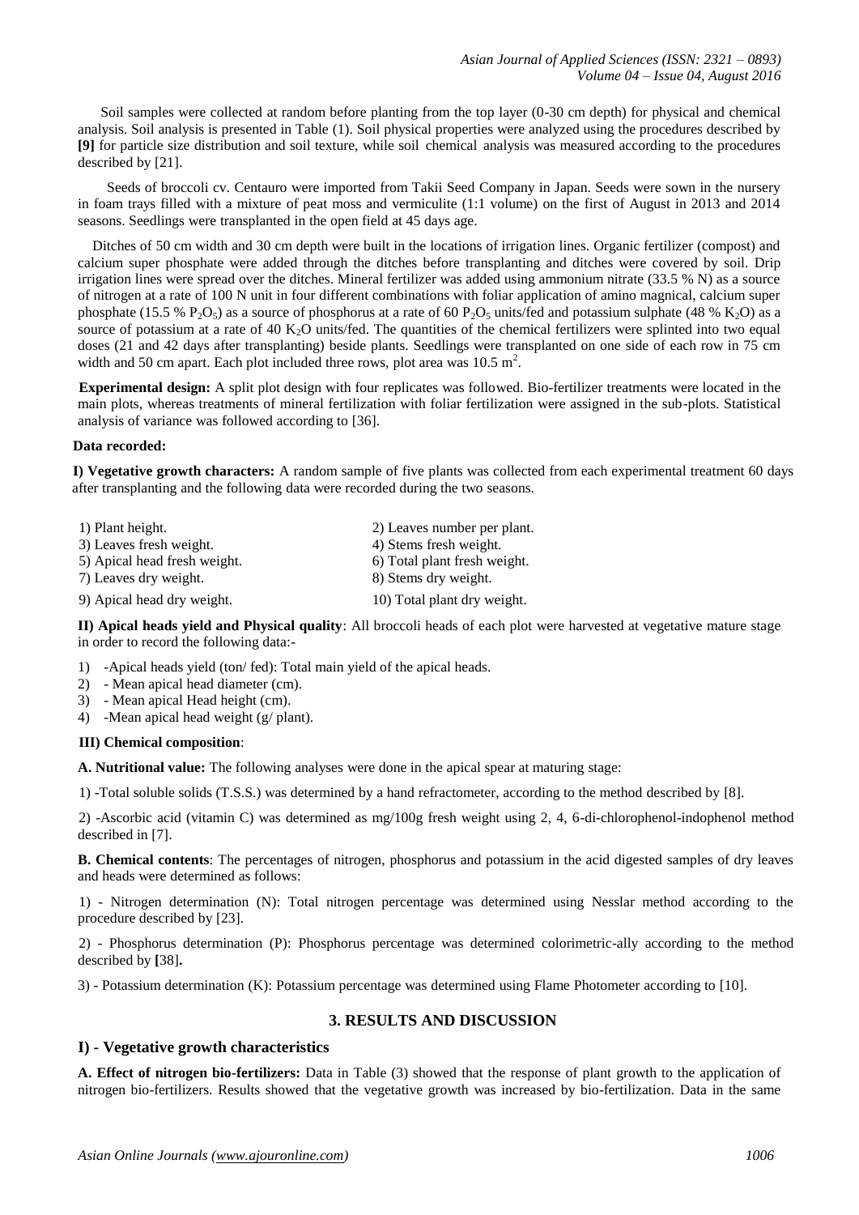Soil samples were collected at random before planting from the top layer (0-30 cm depth) for physical and chemical analysis. Soil analysis is presented in Table (1). Soil physical properties were analyzed using the procedures described by **[9]** for particle size distribution and soil texture, while soil chemical analysis was measured according to the procedures described by [21].

Seeds of broccoli cv. Centauro were imported from Takii Seed Company in Japan. Seeds were sown in the nursery in foam trays filled with a mixture of peat moss and vermiculite (1:1 volume) on the first of August in 2013 and 2014 seasons. Seedlings were transplanted in the open field at 45 days age.

Ditches of 50 cm width and 30 cm depth were built in the locations of irrigation lines. Organic fertilizer (compost) and calcium super phosphate were added through the ditches before transplanting and ditches were covered by soil. Drip irrigation lines were spread over the ditches. Mineral fertilizer was added using ammonium nitrate (33.5 % N) as a source of nitrogen at a rate of 100 N unit in four different combinations with foliar application of amino magnical, calcium super phosphate (15.5 % $P_2O_5$) as a source of phosphorus at a rate of 60 $P_2O_5$ units/fed and potassium sulphate (48 % $K_2O$) as a source of potassium at a rate of 40 $K_2O$ units/fed. The quantities of the chemical fertilizers were splinted into two equal doses (21 and 42 days after transplanting) beside plants. Seedlings were transplanted on one side of each row in 75 cm width and 50 cm apart. Each plot included three rows, plot area was 10.5 $m^2$.

**Experimental design:** A split plot design with four replicates was followed. Bio-fertilizer treatments were located in the main plots, whereas treatments of mineral fertilization with foliar fertilization were assigned in the sub-plots. Statistical analysis of variance was followed according to [36].

**Data recorded:**

**I) Vegetative growth characters:** A random sample of five plants was collected from each experimental treatment 60 days after transplanting and the following data were recorded during the two seasons.

1) Plant height.
2) Leaves number per plant.
3) Leaves fresh weight.
4) Stems fresh weight.
5) Apical head fresh weight.
6) Total plant fresh weight.
7) Leaves dry weight.
8) Stems dry weight.
9) Apical head dry weight.
10) Total plant dry weight.

**II) Apical heads yield and Physical quality**: All broccoli heads of each plot were harvested at vegetative mature stage in order to record the following data:-

1) -Apical heads yield (ton/ fed): Total main yield of the apical heads.
2) - Mean apical head diameter (cm).
3) - Mean apical Head height (cm).
4) -Mean apical head weight (g/ plant).

**III) Chemical composition**:

**A. Nutritional value:** The following analyses were done in the apical spear at maturing stage:

1) -Total soluble solids (T.S.S.) was determined by a hand refractometer, according to the method described by [8].

2) -Ascorbic acid (vitamin C) was determined as mg/100g fresh weight using 2, 4, 6-di-chlorophenol-indophenol method described in [7].

**B. Chemical contents**: The percentages of nitrogen, phosphorus and potassium in the acid digested samples of dry leaves and heads were determined as follows:

1) - Nitrogen determination (N): Total nitrogen percentage was determined using Nesslar method according to the procedure described by [23].

2) - Phosphorus determination (P): Phosphorus percentage was determined colorimetric-ally according to the method described by **[**38]**.**

3) - Potassium determination (K): Potassium percentage was determined using Flame Photometer according to [10].

## 3. RESULTS AND DISCUSSION

### I) - Vegetative growth characteristics

**A. Effect of nitrogen bio-fertilizers:** Data in Table (3) showed that the response of plant growth to the application of nitrogen bio-fertilizers. Results showed that the vegetative growth was increased by bio-fertilization. Data in the same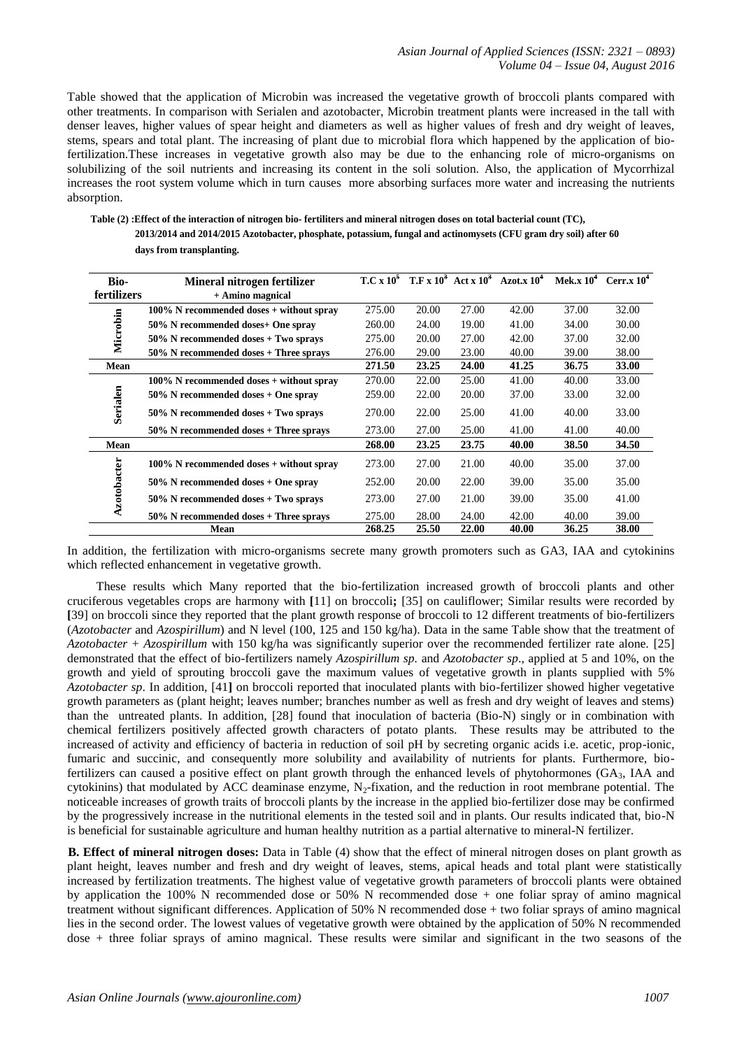Table showed that the application of Microbin was increased the vegetative growth of broccoli plants compared with other treatments. In comparison with Serialen and azotobacter, Microbin treatment plants were increased in the tall with denser leaves, higher values of spear height and diameters as well as higher values of fresh and dry weight of leaves, stems, spears and total plant. The increasing of plant due to microbial flora which happened by the application of bio-fertilization.These increases in vegetative growth also may be due to the enhancing role of micro-organisms on solubilizing of the soil nutrients and increasing its content in the soli solution. Also, the application of Mycorrhizal increases the root system volume which in turn causes more absorbing surfaces more water and increasing the nutrients absorption.

**Table (2) :Effect of the interaction of nitrogen bio- fertiliters and mineral nitrogen doses on total bacterial count (TC), 2013/2014 and 2014/2015 Azotobacter, phosphate, potassium, fungal and actinomysets (CFU gram dry soil) after 60 days from transplanting.**

| Bio-fertilizers | Mineral nitrogen fertilizer + Amino magnical | T.C x $10^5$ | T.F x $10^3$ | Act x $10^3$ | Azot.x $10^4$ | Mek.x $10^4$ | Cerr.x $10^4$ |
|---|---|---|---|---|---|---|---|
| Microbin | **100% N recommended doses + without spray** | 275.00 | 20.00 | 27.00 | 42.00 | 37.00 | 32.00 |
| | **50% N recommended doses+ One spray** | 260.00 | 24.00 | 19.00 | 41.00 | 34.00 | 30.00 |
| | **50% N recommended doses + Two sprays** | 275.00 | 20.00 | 27.00 | 42.00 | 37.00 | 32.00 |
| | **50% N recommended doses + Three sprays** | 276.00 | 29.00 | 23.00 | 40.00 | 39.00 | 38.00 |
| **Mean** | | **271.50** | **23.25** | **24.00** | **41.25** | **36.75** | **33.00** |
| Serialen | **100% N recommended doses + without spray** | 270.00 | 22.00 | 25.00 | 41.00 | 40.00 | 33.00 |
| | **50% N recommended doses + One spray** | 259.00 | 22.00 | 20.00 | 37.00 | 33.00 | 32.00 |
| | **50% N recommended doses + Two sprays** | 270.00 | 22.00 | 25.00 | 41.00 | 40.00 | 33.00 |
| | **50% N recommended doses + Three sprays** | 273.00 | 27.00 | 25.00 | 41.00 | 41.00 | 40.00 |
| **Mean** | | **268.00** | **23.25** | **23.75** | **40.00** | **38.50** | **34.50** |
| Azotobacter | **100% N recommended doses + without spray** | 273.00 | 27.00 | 21.00 | 40.00 | 35.00 | 37.00 |
| | **50% N recommended doses + One spray** | 252.00 | 20.00 | 22.00 | 39.00 | 35.00 | 35.00 |
| | **50% N recommended doses + Two sprays** | 273.00 | 27.00 | 21.00 | 39.00 | 35.00 | 41.00 |
| | **50% N recommended doses + Three sprays** | 275.00 | 28.00 | 24.00 | 42.00 | 40.00 | 39.00 |
| | **Mean** | **268.25** | **25.50** | **22.00** | **40.00** | **36.25** | **38.00** |

In addition, the fertilization with micro-organisms secrete many growth promoters such as GA3, IAA and cytokinins which reflected enhancement in vegetative growth.

These results which Many reported that the bio-fertilization increased growth of broccoli plants and other cruciferous vegetables crops are harmony with [11] on broccoli; [35] on cauliflower; Similar results were recorded by [39] on broccoli since they reported that the plant growth response of broccoli to 12 different treatments of bio-fertilizers (*Azotobacter* and *Azospirillum*) and N level (100, 125 and 150 kg/ha). Data in the same Table show that the treatment of *Azotobacter + Azospirillum* with 150 kg/ha was significantly superior over the recommended fertilizer rate alone. [25] demonstrated that the effect of bio-fertilizers namely *Azospirillum sp.* and *Azotobacter sp*., applied at 5 and 10%, on the growth and yield of sprouting broccoli gave the maximum values of vegetative growth in plants supplied with 5% *Azotobacter sp*. In addition, [41] on broccoli reported that inoculated plants with bio-fertilizer showed higher vegetative growth parameters as (plant height; leaves number; branches number as well as fresh and dry weight of leaves and stems) than the untreated plants. In addition, [28] found that inoculation of bacteria (Bio-N) singly or in combination with chemical fertilizers positively affected growth characters of potato plants. These results may be attributed to the increased of activity and efficiency of bacteria in reduction of soil pH by secreting organic acids i.e. acetic, prop-ionic, fumaric and succinic, and consequently more solubility and availability of nutrients for plants. Furthermore, bio-fertilizers can caused a positive effect on plant growth through the enhanced levels of phytohormones ($GA_3$, IAA and cytokinins) that modulated by ACC deaminase enzyme, $N_2$-fixation, and the reduction in root membrane potential. The noticeable increases of growth traits of broccoli plants by the increase in the applied bio-fertilizer dose may be confirmed by the progressively increase in the nutritional elements in the tested soil and in plants. Our results indicated that, bio-N is beneficial for sustainable agriculture and human healthy nutrition as a partial alternative to mineral-N fertilizer.

**B. Effect of mineral nitrogen doses:** Data in Table (4) show that the effect of mineral nitrogen doses on plant growth as plant height, leaves number and fresh and dry weight of leaves, stems, apical heads and total plant were statistically increased by fertilization treatments. The highest value of vegetative growth parameters of broccoli plants were obtained by application the 100% N recommended dose or 50% N recommended dose + one foliar spray of amino magnical treatment without significant differences. Application of 50% N recommended dose + two foliar sprays of amino magnical lies in the second order. The lowest values of vegetative growth were obtained by the application of 50% N recommended dose + three foliar sprays of amino magnical. These results were similar and significant in the two seasons of the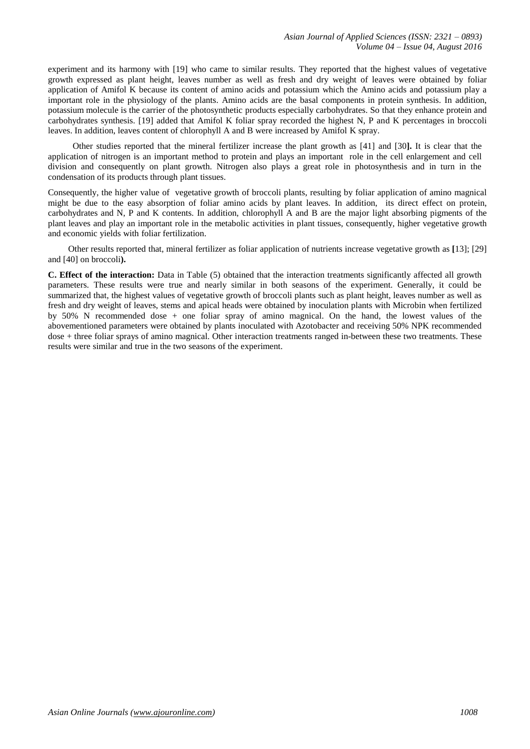experiment and its harmony with [19] who came to similar results. They reported that the highest values of vegetative growth expressed as plant height, leaves number as well as fresh and dry weight of leaves were obtained by foliar application of Amifol K because its content of amino acids and potassium which the Amino acids and potassium play a important role in the physiology of the plants. Amino acids are the basal components in protein synthesis. In addition, potassium molecule is the carrier of the photosynthetic products especially carbohydrates. So that they enhance protein and carbohydrates synthesis. [19] added that Amifol K foliar spray recorded the highest N, P and K percentages in broccoli leaves. In addition, leaves content of chlorophyll A and B were increased by Amifol K spray.

Other studies reported that the mineral fertilizer increase the plant growth as [41] and [30**].** It is clear that the application of nitrogen is an important method to protein and plays an important role in the cell enlargement and cell division and consequently on plant growth. Nitrogen also plays a great role in photosynthesis and in turn in the condensation of its products through plant tissues.

Consequently, the higher value of vegetative growth of broccoli plants, resulting by foliar application of amino magnical might be due to the easy absorption of foliar amino acids by plant leaves. In addition, its direct effect on protein, carbohydrates and N, P and K contents. In addition, chlorophyll A and B are the major light absorbing pigments of the plant leaves and play an important role in the metabolic activities in plant tissues, consequently, higher vegetative growth and economic yields with foliar fertilization.

Other results reported that, mineral fertilizer as foliar application of nutrients increase vegetative growth as **[**13]; [29] and [40] on broccoli**).**

**C. Effect of the interaction:** Data in Table (5) obtained that the interaction treatments significantly affected all growth parameters. These results were true and nearly similar in both seasons of the experiment. Generally, it could be summarized that, the highest values of vegetative growth of broccoli plants such as plant height, leaves number as well as fresh and dry weight of leaves, stems and apical heads were obtained by inoculation plants with Microbin when fertilized by 50% N recommended dose + one foliar spray of amino magnical. On the hand, the lowest values of the abovementioned parameters were obtained by plants inoculated with Azotobacter and receiving 50% NPK recommended dose + three foliar sprays of amino magnical. Other interaction treatments ranged in-between these two treatments. These results were similar and true in the two seasons of the experiment.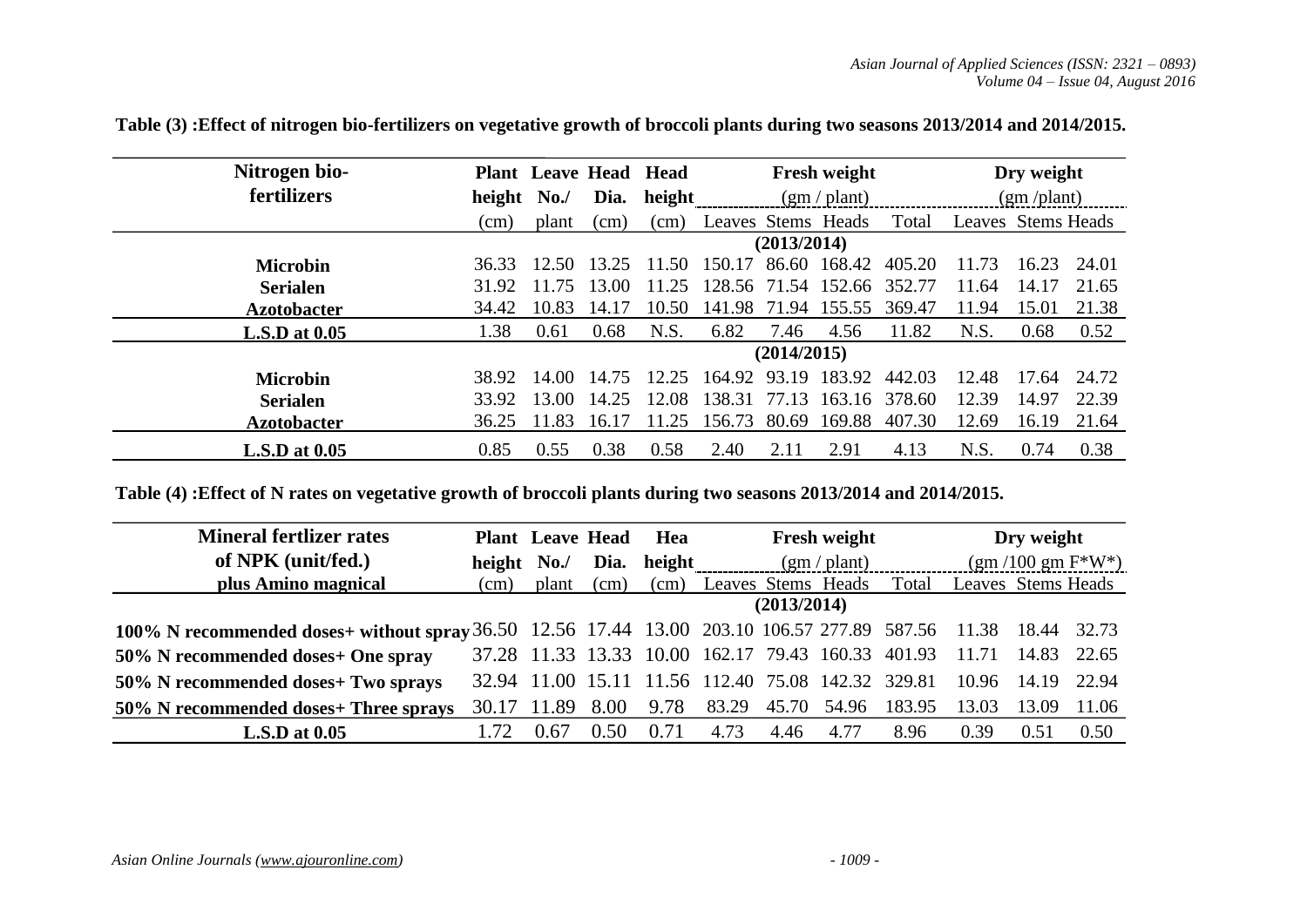**Table (3) :Effect of nitrogen bio-fertilizers on vegetative growth of broccoli plants during two seasons 2013/2014 and 2014/2015.**

| Nitrogen bio-fertilizers | Plant height (cm) | Leave No./ plant | Head Dia. (cm) | Head height (cm) | Fresh weight (gm / plant) | | | | Dry weight (gm /plant) | | |
|---|---|---|---|---|---|---|---|---|---|---|---|
| | | | | | Leaves | Stems | Heads | Total | Leaves | Stems | Heads |
| | | | | | **(2013/2014)** | | | | | | |
| **Microbin** | 36.33 | 12.50 | 13.25 | 11.50 | 150.17 | 86.60 | 168.42 | 405.20 | 11.73 | 16.23 | 24.01 |
| **Serialen** | 31.92 | 11.75 | 13.00 | 11.25 | 128.56 | 71.54 | 152.66 | 352.77 | 11.64 | 14.17 | 21.65 |
| **Azotobacter** | 34.42 | 10.83 | 14.17 | 10.50 | 141.98 | 71.94 | 155.55 | 369.47 | 11.94 | 15.01 | 21.38 |
| **L.S.D at 0.05** | 1.38 | 0.61 | 0.68 | N.S. | 6.82 | 7.46 | 4.56 | 11.82 | N.S. | 0.68 | 0.52 |
| | | | | | **(2014/2015)** | | | | | | |
| **Microbin** | 38.92 | 14.00 | 14.75 | 12.25 | 164.92 | 93.19 | 183.92 | 442.03 | 12.48 | 17.64 | 24.72 |
| **Serialen** | 33.92 | 13.00 | 14.25 | 12.08 | 138.31 | 77.13 | 163.16 | 378.60 | 12.39 | 14.97 | 22.39 |
| **Azotobacter** | 36.25 | 11.83 | 16.17 | 11.25 | 156.73 | 80.69 | 169.88 | 407.30 | 12.69 | 16.19 | 21.64 |
| **L.S.D at 0.05** | 0.85 | 0.55 | 0.38 | 0.58 | 2.40 | 2.11 | 2.91 | 4.13 | N.S. | 0.74 | 0.38 |

**Table (4) :Effect of N rates on vegetative growth of broccoli plants during two seasons 2013/2014 and 2014/2015.**

| Mineral fertlizer rates of NPK (unit/fed.) plus Amino magnical | Plant height (cm) | Leave No./ plant | Head Dia. (cm) | Hea height (cm) | Fresh weight (gm / plant) | | | | Dry weight (gm /100 gm F*W*) | | |
|---|---|---|---|---|---|---|---|---|---|---|---|
| | | | | | Leaves | Stems | Heads | Total | Leaves | Stems | Heads |
| | | | | | **(2013/2014)** | | | | | | |
| **100% N recommended doses+ without spray** | 36.50 | 12.56 | 17.44 | 13.00 | 203.10 | 106.57 | 277.89 | 587.56 | 11.38 | 18.44 | 32.73 |
| **50% N recommended doses+ One spray** | 37.28 | 11.33 | 13.33 | 10.00 | 162.17 | 79.43 | 160.33 | 401.93 | 11.71 | 14.83 | 22.65 |
| **50% N recommended doses+ Two sprays** | 32.94 | 11.00 | 15.11 | 11.56 | 112.40 | 75.08 | 142.32 | 329.81 | 10.96 | 14.19 | 22.94 |
| **50% N recommended doses+ Three sprays** | 30.17 | 11.89 | 8.00 | 9.78 | 83.29 | 45.70 | 54.96 | 183.95 | 13.03 | 13.09 | 11.06 |
| **L.S.D at 0.05** | 1.72 | 0.67 | 0.50 | 0.71 | 4.73 | 4.46 | 4.77 | 8.96 | 0.39 | 0.51 | 0.50 |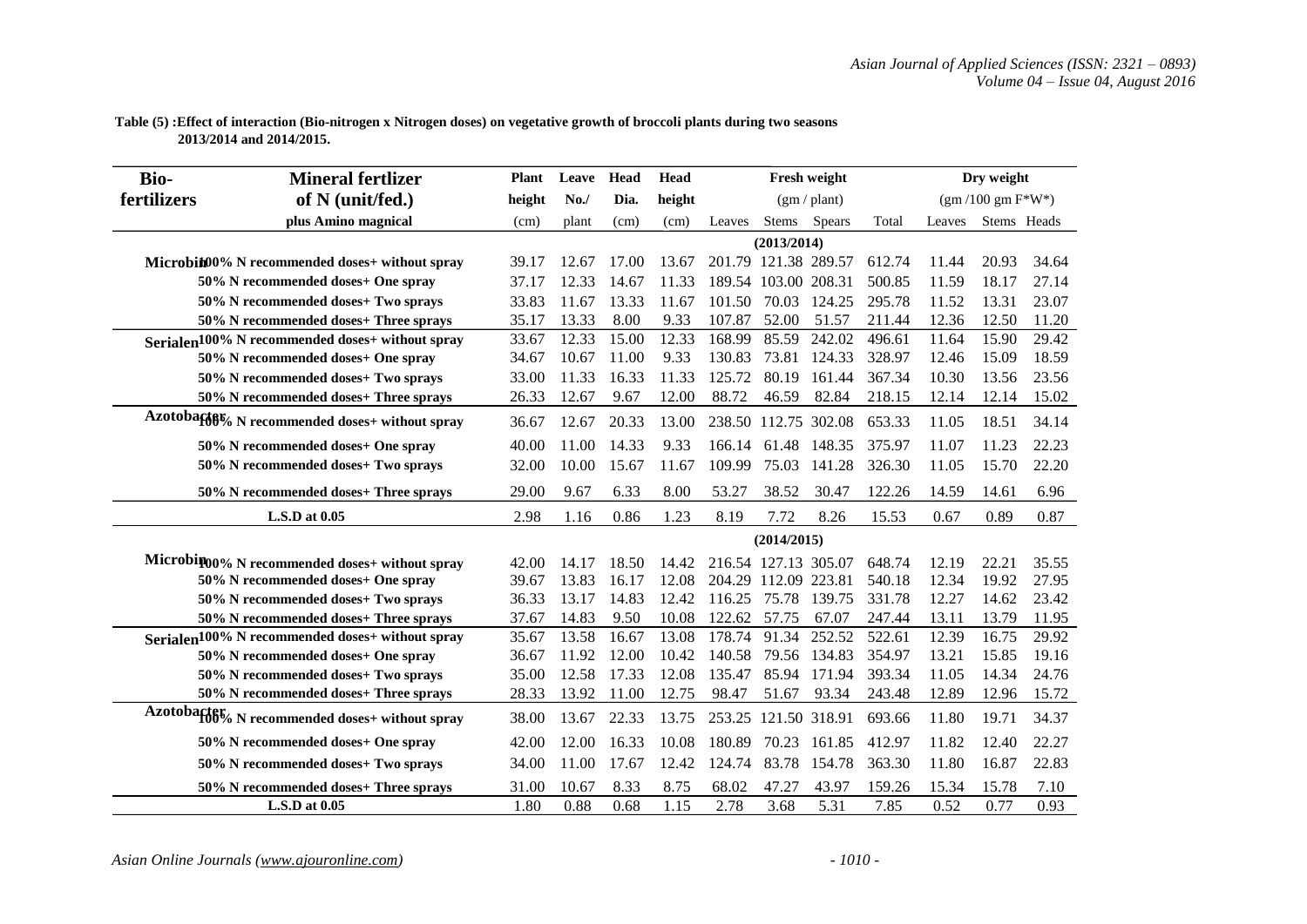**Table (5) :Effect of interaction (Bio-nitrogen x Nitrogen doses) on vegetative growth of broccoli plants during two seasons 2013/2014 and 2014/2015.**

| Bio-fertilizers | Mineral fertlizer of N (unit/fed.) plus Amino magnical | Plant height (cm) | Leave No./ plant | Head Dia. (cm) | Head height (cm) | Fresh weight (gm / plant) | | | | Dry weight (gm /100 gm F*W*) | | |
|---|---|---|---|---|---|---|---|---|---|---|---|---|
| | | | | | | Leaves | Stems | Spears | Total | Leaves | Stems | Heads |
| | | | | | | **(2013/2014)** | | | | | | |
| Microbin | 100% N recommended doses+ without spray | 39.17 | 12.67 | 17.00 | 13.67 | 201.79 | 121.38 | 289.57 | 612.74 | 11.44 | 20.93 | 34.64 |
| | 50% N recommended doses+ One spray | 37.17 | 12.33 | 14.67 | 11.33 | 189.54 | 103.00 | 208.31 | 500.85 | 11.59 | 18.17 | 27.14 |
| | 50% N recommended doses+ Two sprays | 33.83 | 11.67 | 13.33 | 11.67 | 101.50 | 70.03 | 124.25 | 295.78 | 11.52 | 13.31 | 23.07 |
| | 50% N recommended doses+ Three sprays | 35.17 | 13.33 | 8.00 | 9.33 | 107.87 | 52.00 | 51.57 | 211.44 | 12.36 | 12.50 | 11.20 |
| Serialen | 100% N recommended doses+ without spray | 33.67 | 12.33 | 15.00 | 12.33 | 168.99 | 85.59 | 242.02 | 496.61 | 11.64 | 15.90 | 29.42 |
| | 50% N recommended doses+ One spray | 34.67 | 10.67 | 11.00 | 9.33 | 130.83 | 73.81 | 124.33 | 328.97 | 12.46 | 15.09 | 18.59 |
| | 50% N recommended doses+ Two sprays | 33.00 | 11.33 | 16.33 | 11.33 | 125.72 | 80.19 | 161.44 | 367.34 | 10.30 | 13.56 | 23.56 |
| | 50% N recommended doses+ Three sprays | 26.33 | 12.67 | 9.67 | 12.00 | 88.72 | 46.59 | 82.84 | 218.15 | 12.14 | 12.14 | 15.02 |
| Azotobacter | 100% N recommended doses+ without spray | 36.67 | 12.67 | 20.33 | 13.00 | 238.50 | 112.75 | 302.08 | 653.33 | 11.05 | 18.51 | 34.14 |
| | 50% N recommended doses+ One spray | 40.00 | 11.00 | 14.33 | 9.33 | 166.14 | 61.48 | 148.35 | 375.97 | 11.07 | 11.23 | 22.23 |
| | 50% N recommended doses+ Two sprays | 32.00 | 10.00 | 15.67 | 11.67 | 109.99 | 75.03 | 141.28 | 326.30 | 11.05 | 15.70 | 22.20 |
| | 50% N recommended doses+ Three sprays | 29.00 | 9.67 | 6.33 | 8.00 | 53.27 | 38.52 | 30.47 | 122.26 | 14.59 | 14.61 | 6.96 |
| | **L.S.D at 0.05** | 2.98 | 1.16 | 0.86 | 1.23 | 8.19 | 7.72 | 8.26 | 15.53 | 0.67 | 0.89 | 0.87 |
| | | | | | | **(2014/2015)** | | | | | | |
| Microbin | 100% N recommended doses+ without spray | 42.00 | 14.17 | 18.50 | 14.42 | 216.54 | 127.13 | 305.07 | 648.74 | 12.19 | 22.21 | 35.55 |
| | 50% N recommended doses+ One spray | 39.67 | 13.83 | 16.17 | 12.08 | 204.29 | 112.09 | 223.81 | 540.18 | 12.34 | 19.92 | 27.95 |
| | 50% N recommended doses+ Two sprays | 36.33 | 13.17 | 14.83 | 12.42 | 116.25 | 75.78 | 139.75 | 331.78 | 12.27 | 14.62 | 23.42 |
| | 50% N recommended doses+ Three sprays | 37.67 | 14.83 | 9.50 | 10.08 | 122.62 | 57.75 | 67.07 | 247.44 | 13.11 | 13.79 | 11.95 |
| Serialen | 100% N recommended doses+ without spray | 35.67 | 13.58 | 16.67 | 13.08 | 178.74 | 91.34 | 252.52 | 522.61 | 12.39 | 16.75 | 29.92 |
| | 50% N recommended doses+ One spray | 36.67 | 11.92 | 12.00 | 10.42 | 140.58 | 79.56 | 134.83 | 354.97 | 13.21 | 15.85 | 19.16 |
| | 50% N recommended doses+ Two sprays | 35.00 | 12.58 | 17.33 | 12.08 | 135.47 | 85.94 | 171.94 | 393.34 | 11.05 | 14.34 | 24.76 |
| | 50% N recommended doses+ Three sprays | 28.33 | 13.92 | 11.00 | 12.75 | 98.47 | 51.67 | 93.34 | 243.48 | 12.89 | 12.96 | 15.72 |
| Azotobacter | 100% N recommended doses+ without spray | 38.00 | 13.67 | 22.33 | 13.75 | 253.25 | 121.50 | 318.91 | 693.66 | 11.80 | 19.71 | 34.37 |
| | 50% N recommended doses+ One spray | 42.00 | 12.00 | 16.33 | 10.08 | 180.89 | 70.23 | 161.85 | 412.97 | 11.82 | 12.40 | 22.27 |
| | 50% N recommended doses+ Two sprays | 34.00 | 11.00 | 17.67 | 12.42 | 124.74 | 83.78 | 154.78 | 363.30 | 11.80 | 16.87 | 22.83 |
| | 50% N recommended doses+ Three sprays | 31.00 | 10.67 | 8.33 | 8.75 | 68.02 | 47.27 | 43.97 | 159.26 | 15.34 | 15.78 | 7.10 |
| | **L.S.D at 0.05** | 1.80 | 0.88 | 0.68 | 1.15 | 2.78 | 3.68 | 5.31 | 7.85 | 0.52 | 0.77 | 0.93 |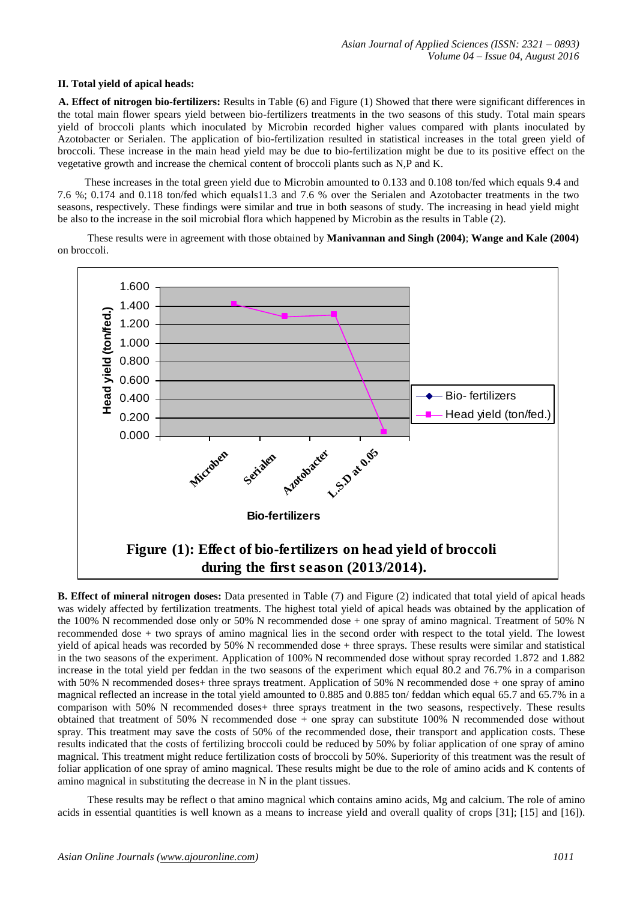## II. Total yield of apical heads:

**A. Effect of nitrogen bio-fertilizers:** Results in Table (6) and Figure (1) Showed that there were significant differences in the total main flower spears yield between bio-fertilizers treatments in the two seasons of this study. Total main spears yield of broccoli plants which inoculated by Microbin recorded higher values compared with plants inoculated by Azotobacter or Serialen. The application of bio-fertilization resulted in statistical increases in the total green yield of broccoli. These increase in the main head yield may be due to bio-fertilization might be due to its positive effect on the vegetative growth and increase the chemical content of broccoli plants such as N,P and K.

These increases in the total green yield due to Microbin amounted to 0.133 and 0.108 ton/fed which equals 9.4 and 7.6 %; 0.174 and 0.118 ton/fed which equals11.3 and 7.6 % over the Serialen and Azotobacter treatments in the two seasons, respectively. These findings were similar and true in both seasons of study. The increasing in head yield might be also to the increase in the soil microbial flora which happened by Microbin as the results in Table (2).

These results were in agreement with those obtained by **Manivannan and Singh (2004)**; **Wange and Kale (2004)** on broccoli.

**Figure (1): Effect of bio-fertilizers on head yield of broccoli during the first season (2013/2014).**

**B. Effect of mineral nitrogen doses:** Data presented in Table (7) and Figure (2) indicated that total yield of apical heads was widely affected by fertilization treatments. The highest total yield of apical heads was obtained by the application of the 100% N recommended dose only or 50% N recommended dose + one spray of amino magnical. Treatment of 50% N recommended dose + two sprays of amino magnical lies in the second order with respect to the total yield. The lowest yield of apical heads was recorded by 50% N recommended dose + three sprays. These results were similar and statistical in the two seasons of the experiment. Application of 100% N recommended dose without spray recorded 1.872 and 1.882 increase in the total yield per feddan in the two seasons of the experiment which equal 80.2 and 76.7% in a comparison with 50% N recommended doses+ three sprays treatment. Application of 50% N recommended dose + one spray of amino magnical reflected an increase in the total yield amounted to 0.885 and 0.885 ton/ feddan which equal 65.7 and 65.7% in a comparison with 50% N recommended doses+ three sprays treatment in the two seasons, respectively. These results obtained that treatment of 50% N recommended dose + one spray can substitute 100% N recommended dose without spray. This treatment may save the costs of 50% of the recommended dose, their transport and application costs. These results indicated that the costs of fertilizing broccoli could be reduced by 50% by foliar application of one spray of amino magnical. This treatment might reduce fertilization costs of broccoli by 50%. Superiority of this treatment was the result of foliar application of one spray of amino magnical. These results might be due to the role of amino acids and K contents of amino magnical in substituting the decrease in N in the plant tissues.

These results may be reflect o that amino magnical which contains amino acids, Mg and calcium. The role of amino acids in essential quantities is well known as a means to increase yield and overall quality of crops [31]; [15] and [16]).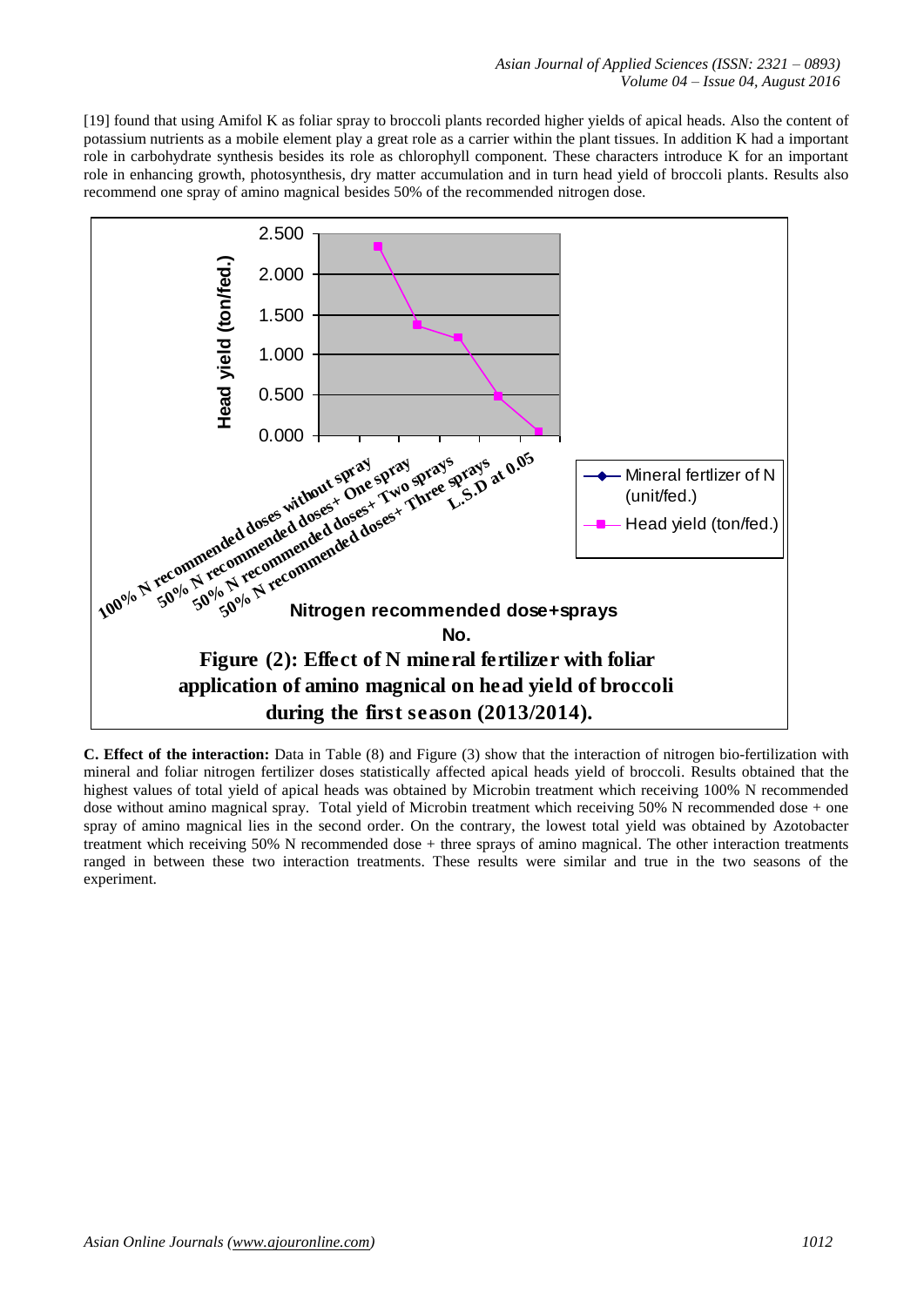[19] found that using Amifol K as foliar spray to broccoli plants recorded higher yields of apical heads. Also the content of potassium nutrients as a mobile element play a great role as a carrier within the plant tissues. In addition K had a important role in carbohydrate synthesis besides its role as chlorophyll component. These characters introduce K for an important role in enhancing growth, photosynthesis, dry matter accumulation and in turn head yield of broccoli plants. Results also recommend one spray of amino magnical besides 50% of the recommended nitrogen dose.

**Figure (2): Effect of N mineral fertilizer with foliar application of amino magnical on head yield of broccoli during the first season (2013/2014).**

**C. Effect of the interaction:** Data in Table (8) and Figure (3) show that the interaction of nitrogen bio-fertilization with mineral and foliar nitrogen fertilizer doses statistically affected apical heads yield of broccoli. Results obtained that the highest values of total yield of apical heads was obtained by Microbin treatment which receiving 100% N recommended dose without amino magnical spray. Total yield of Microbin treatment which receiving 50% N recommended dose + one spray of amino magnical lies in the second order. On the contrary, the lowest total yield was obtained by Azotobacter treatment which receiving 50% N recommended dose + three sprays of amino magnical. The other interaction treatments ranged in between these two interaction treatments. These results were similar and true in the two seasons of the experiment.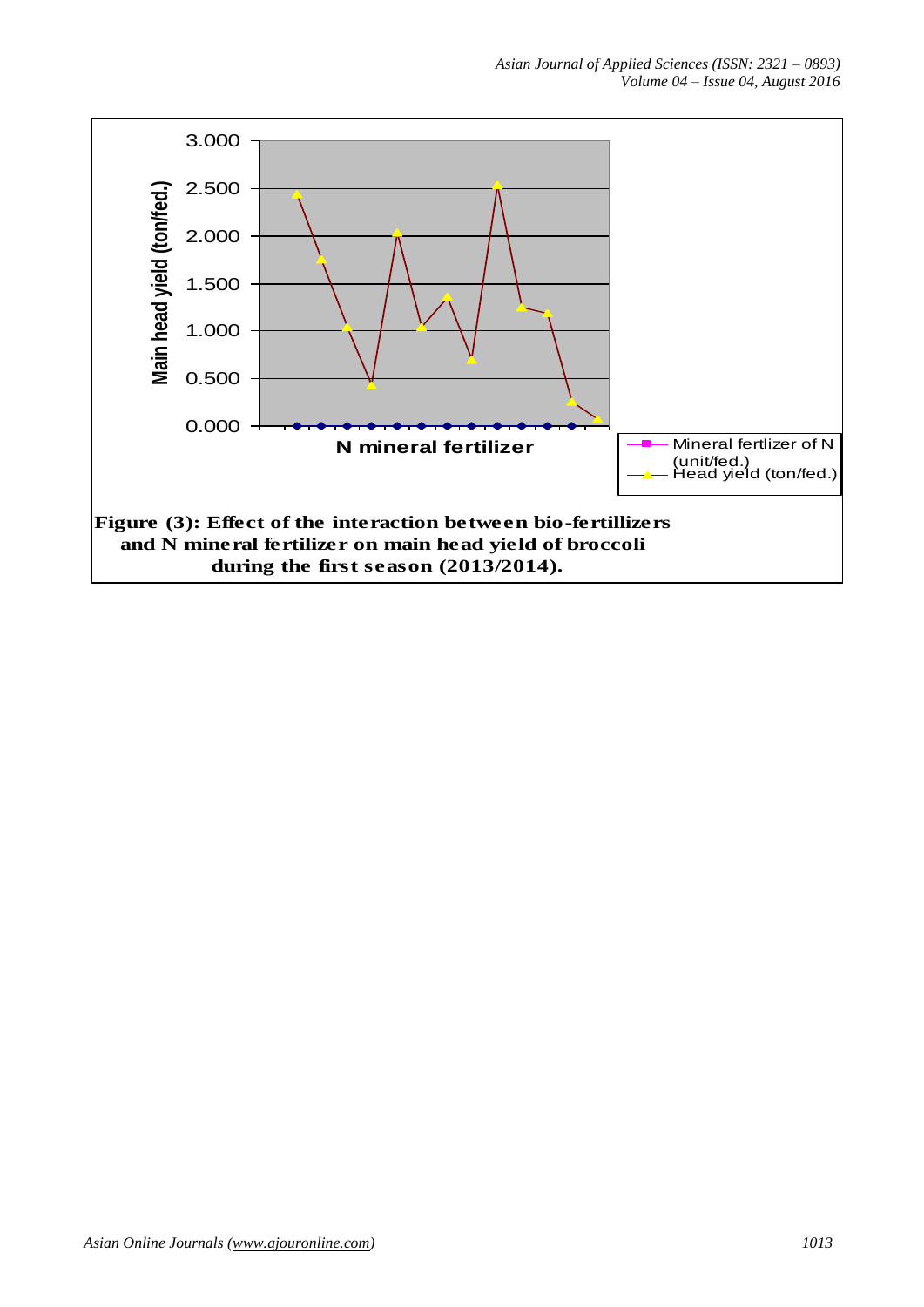Figure (3): Effect of the interaction between bio-fertillizers and N mineral fertilizer on main head yield of broccoli during the first season (2013/2014).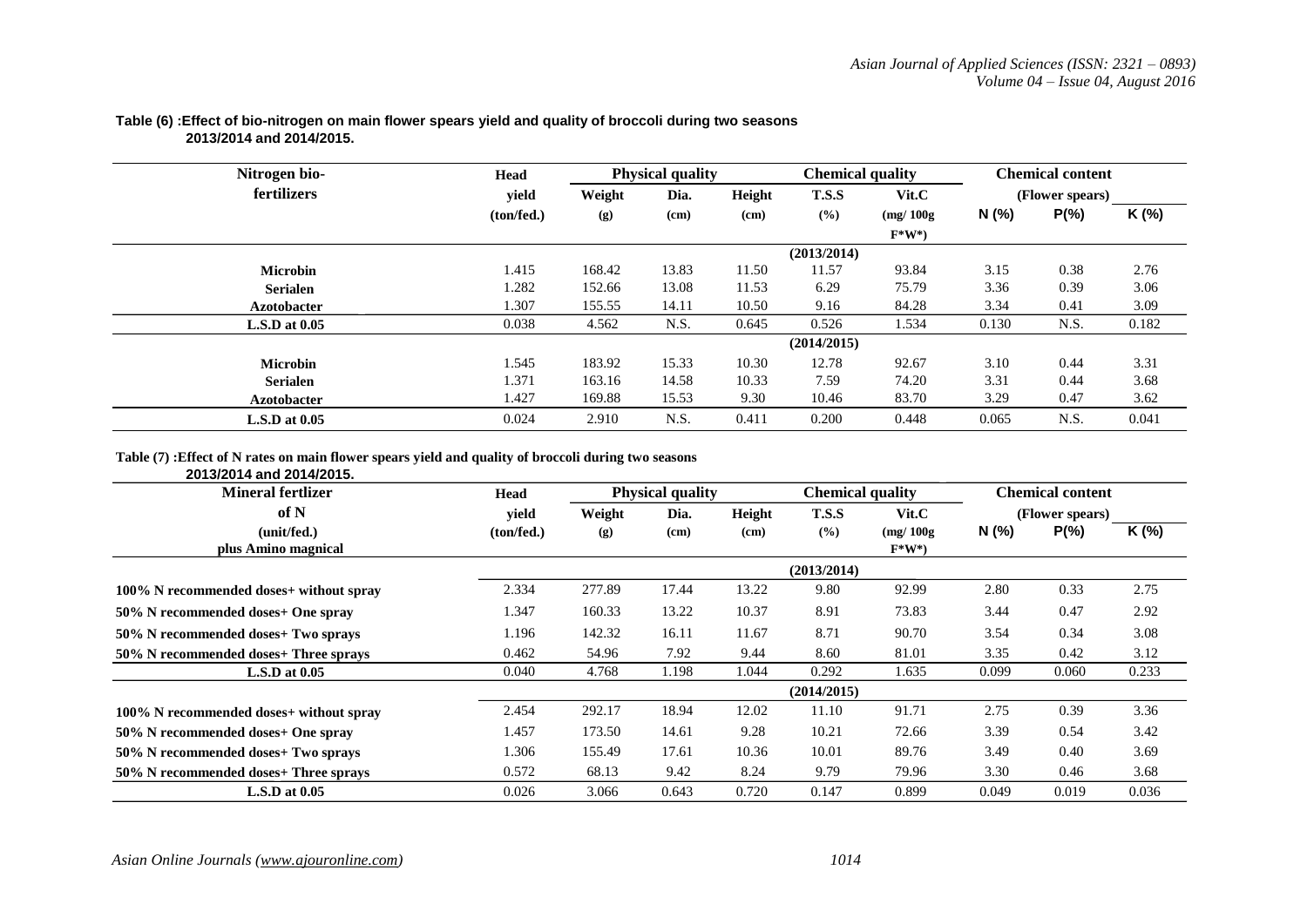**Table (6) :Effect of bio-nitrogen on main flower spears yield and quality of broccoli during two seasons 2013/2014 and 2014/2015.**

| Nitrogen bio-fertilizers | Head yield (ton/fed.) | Physical quality | | | Chemical quality | | Chemical content (Flower spears) | | |
|---|---|---|---|---|---|---|---|---|---|
| | | Weight (g) | Dia. (cm) | Height (cm) | T.S.S (%) | Vit.C (mg/ 100g F*W*) | N (%) | P(%) | K (%) |
| | | | | | (2013/2014) | | | | |
| Microbin | 1.415 | 168.42 | 13.83 | 11.50 | 11.57 | 93.84 | 3.15 | 0.38 | 2.76 |
| Serialen | 1.282 | 152.66 | 13.08 | 11.53 | 6.29 | 75.79 | 3.36 | 0.39 | 3.06 |
| Azotobacter | 1.307 | 155.55 | 14.11 | 10.50 | 9.16 | 84.28 | 3.34 | 0.41 | 3.09 |
| L.S.D at 0.05 | 0.038 | 4.562 | N.S. | 0.645 | 0.526 | 1.534 | 0.130 | N.S. | 0.182 |
| | | | | | (2014/2015) | | | | |
| Microbin | 1.545 | 183.92 | 15.33 | 10.30 | 12.78 | 92.67 | 3.10 | 0.44 | 3.31 |
| Serialen | 1.371 | 163.16 | 14.58 | 10.33 | 7.59 | 74.20 | 3.31 | 0.44 | 3.68 |
| Azotobacter | 1.427 | 169.88 | 15.53 | 9.30 | 10.46 | 83.70 | 3.29 | 0.47 | 3.62 |
| L.S.D at 0.05 | 0.024 | 2.910 | N.S. | 0.411 | 0.200 | 0.448 | 0.065 | N.S. | 0.041 |

**Table (7) :Effect of N rates on main flower spears yield and quality of broccoli during two seasons 2013/2014 and 2014/2015.**

| Mineral fertlizer of N (unit/fed.) plus Amino magnical | Head yield (ton/fed.) | Physical quality | | | Chemical quality | | Chemical content (Flower spears) | | |
|---|---|---|---|---|---|---|---|---|---|
| | | Weight (g) | Dia. (cm) | Height (cm) | T.S.S (%) | Vit.C (mg/ 100g F*W*) | N (%) | P(%) | K (%) |
| | | | | | (2013/2014) | | | | |
| 100% N recommended doses+ without spray | 2.334 | 277.89 | 17.44 | 13.22 | 9.80 | 92.99 | 2.80 | 0.33 | 2.75 |
| 50% N recommended doses+ One spray | 1.347 | 160.33 | 13.22 | 10.37 | 8.91 | 73.83 | 3.44 | 0.47 | 2.92 |
| 50% N recommended doses+ Two sprays | 1.196 | 142.32 | 16.11 | 11.67 | 8.71 | 90.70 | 3.54 | 0.34 | 3.08 |
| 50% N recommended doses+ Three sprays | 0.462 | 54.96 | 7.92 | 9.44 | 8.60 | 81.01 | 3.35 | 0.42 | 3.12 |
| L.S.D at 0.05 | 0.040 | 4.768 | 1.198 | 1.044 | 0.292 | 1.635 | 0.099 | 0.060 | 0.233 |
| | | | | | (2014/2015) | | | | |
| 100% N recommended doses+ without spray | 2.454 | 292.17 | 18.94 | 12.02 | 11.10 | 91.71 | 2.75 | 0.39 | 3.36 |
| 50% N recommended doses+ One spray | 1.457 | 173.50 | 14.61 | 9.28 | 10.21 | 72.66 | 3.39 | 0.54 | 3.42 |
| 50% N recommended doses+ Two sprays | 1.306 | 155.49 | 17.61 | 10.36 | 10.01 | 89.76 | 3.49 | 0.40 | 3.69 |
| 50% N recommended doses+ Three sprays | 0.572 | 68.13 | 9.42 | 8.24 | 9.79 | 79.96 | 3.30 | 0.46 | 3.68 |
| L.S.D at 0.05 | 0.026 | 3.066 | 0.643 | 0.720 | 0.147 | 0.899 | 0.049 | 0.019 | 0.036 |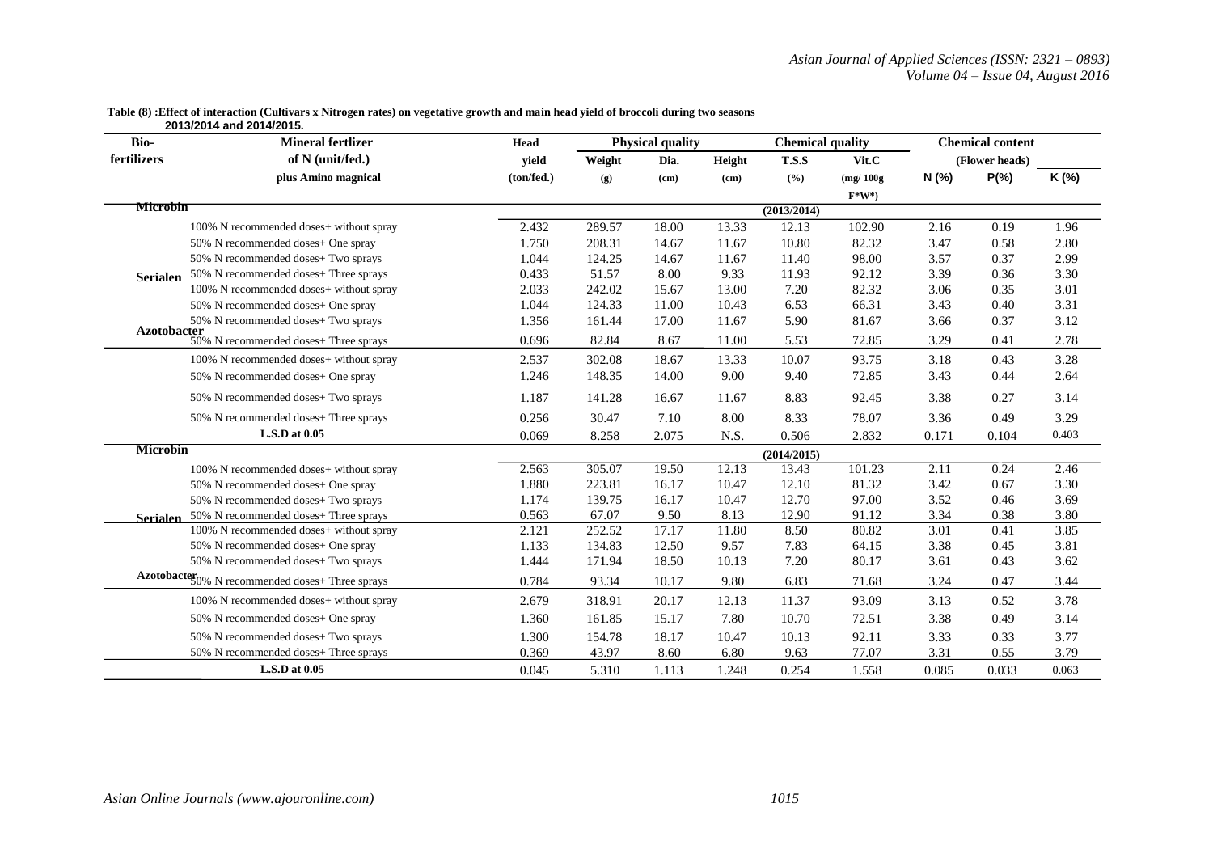**Table (8) :Effect of interaction (Cultivars x Nitrogen rates) on vegetative growth and main head yield of broccoli during two seasons 2013/2014 and 2014/2015.**

| Bio-fertilizers | Mineral fertlizer of N (unit/fed.) plus Amino magnical | Head yield (ton/fed.) | Physical quality | | | Chemical quality | | Chemical content (Flower heads) | | |
|---|---|---|---|---|---|---|---|---|---|---|
| | | | Weight (g) | Dia. (cm) | Height (cm) | T.S.S (%) | Vit.C (mg/ 100g F*W*) | N (%) | P(%) | K (%) |
| | | | | | | (2013/2014) | | | | |
| Microbin | 100% N recommended doses+ without spray | 2.432 | 289.57 | 18.00 | 13.33 | 12.13 | 102.90 | 2.16 | 0.19 | 1.96 |
| | 50% N recommended doses+ One spray | 1.750 | 208.31 | 14.67 | 11.67 | 10.80 | 82.32 | 3.47 | 0.58 | 2.80 |
| | 50% N recommended doses+ Two sprays | 1.044 | 124.25 | 14.67 | 11.67 | 11.40 | 98.00 | 3.57 | 0.37 | 2.99 |
| | 50% N recommended doses+ Three sprays | 0.433 | 51.57 | 8.00 | 9.33 | 11.93 | 92.12 | 3.39 | 0.36 | 3.30 |
| Serialen | 100% N recommended doses+ without spray | 2.033 | 242.02 | 15.67 | 13.00 | 7.20 | 82.32 | 3.06 | 0.35 | 3.01 |
| | 50% N recommended doses+ One spray | 1.044 | 124.33 | 11.00 | 10.43 | 6.53 | 66.31 | 3.43 | 0.40 | 3.31 |
| | 50% N recommended doses+ Two sprays | 1.356 | 161.44 | 17.00 | 11.67 | 5.90 | 81.67 | 3.66 | 0.37 | 3.12 |
| | 50% N recommended doses+ Three sprays | 0.696 | 82.84 | 8.67 | 11.00 | 5.53 | 72.85 | 3.29 | 0.41 | 2.78 |
| Azotobacter | 100% N recommended doses+ without spray | 2.537 | 302.08 | 18.67 | 13.33 | 10.07 | 93.75 | 3.18 | 0.43 | 3.28 |
| | 50% N recommended doses+ One spray | 1.246 | 148.35 | 14.00 | 9.00 | 9.40 | 72.85 | 3.43 | 0.44 | 2.64 |
| | 50% N recommended doses+ Two sprays | 1.187 | 141.28 | 16.67 | 11.67 | 8.83 | 92.45 | 3.38 | 0.27 | 3.14 |
| | 50% N recommended doses+ Three sprays | 0.256 | 30.47 | 7.10 | 8.00 | 8.33 | 78.07 | 3.36 | 0.49 | 3.29 |
| | **L.S.D at 0.05** | 0.069 | 8.258 | 2.075 | N.S. | 0.506 | 2.832 | 0.171 | 0.104 | 0.403 |
| | | | | | | (2014/2015) | | | | |
| Microbin | 100% N recommended doses+ without spray | 2.563 | 305.07 | 19.50 | 12.13 | 13.43 | 101.23 | 2.11 | 0.24 | 2.46 |
| | 50% N recommended doses+ One spray | 1.880 | 223.81 | 16.17 | 10.47 | 12.10 | 81.32 | 3.42 | 0.67 | 3.30 |
| | 50% N recommended doses+ Two sprays | 1.174 | 139.75 | 16.17 | 10.47 | 12.70 | 97.00 | 3.52 | 0.46 | 3.69 |
| | 50% N recommended doses+ Three sprays | 0.563 | 67.07 | 9.50 | 8.13 | 12.90 | 91.12 | 3.34 | 0.38 | 3.80 |
| Serialen | 100% N recommended doses+ without spray | 2.121 | 252.52 | 17.17 | 11.80 | 8.50 | 80.82 | 3.01 | 0.41 | 3.85 |
| | 50% N recommended doses+ One spray | 1.133 | 134.83 | 12.50 | 9.57 | 7.83 | 64.15 | 3.38 | 0.45 | 3.81 |
| | 50% N recommended doses+ Two sprays | 1.444 | 171.94 | 18.50 | 10.13 | 7.20 | 80.17 | 3.61 | 0.43 | 3.62 |
| | 50% N recommended doses+ Three sprays | 0.784 | 93.34 | 10.17 | 9.80 | 6.83 | 71.68 | 3.24 | 0.47 | 3.44 |
| Azotobacter | 100% N recommended doses+ without spray | 2.679 | 318.91 | 20.17 | 12.13 | 11.37 | 93.09 | 3.13 | 0.52 | 3.78 |
| | 50% N recommended doses+ One spray | 1.360 | 161.85 | 15.17 | 7.80 | 10.70 | 72.51 | 3.38 | 0.49 | 3.14 |
| | 50% N recommended doses+ Two sprays | 1.300 | 154.78 | 18.17 | 10.47 | 10.13 | 92.11 | 3.33 | 0.33 | 3.77 |
| | 50% N recommended doses+ Three sprays | 0.369 | 43.97 | 8.60 | 6.80 | 9.63 | 77.07 | 3.31 | 0.55 | 3.79 |
| | **L.S.D at 0.05** | 0.045 | 5.310 | 1.113 | 1.248 | 0.254 | 1.558 | 0.085 | 0.033 | 0.063 |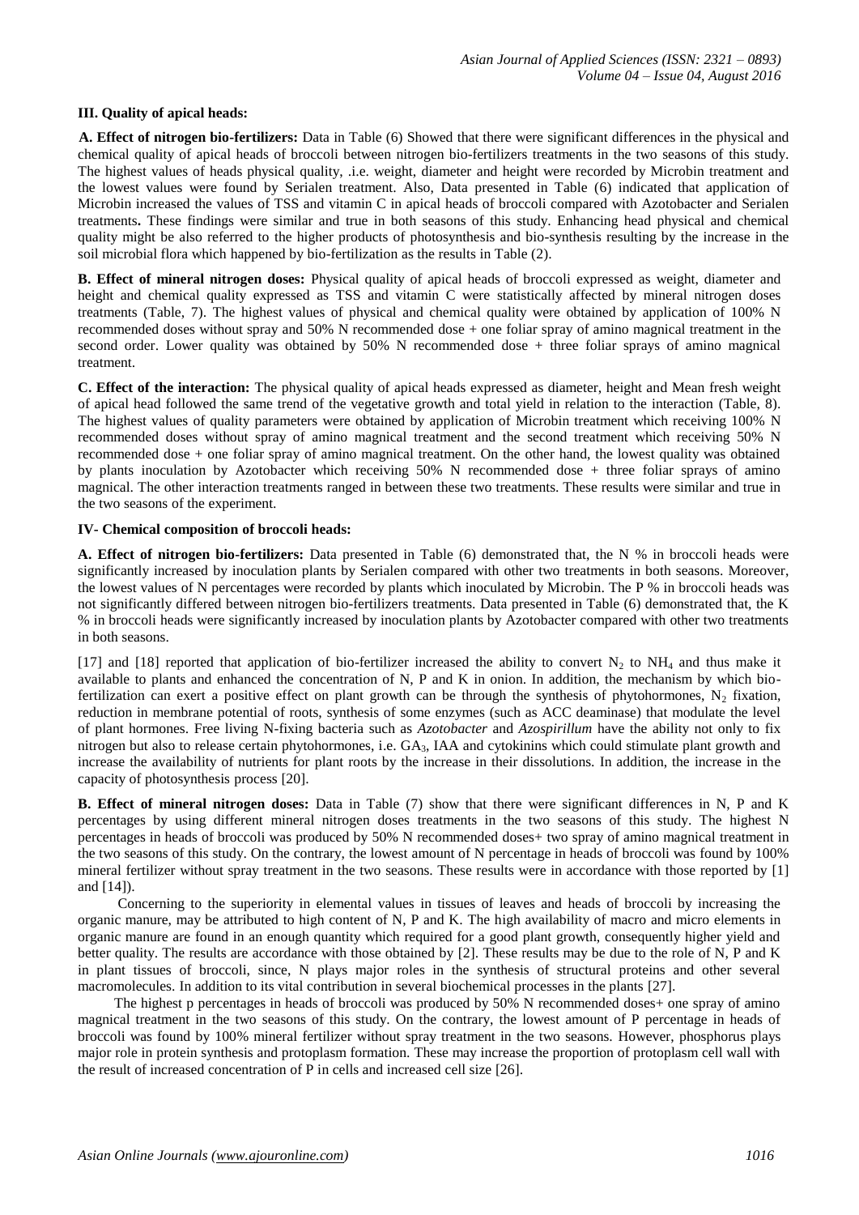### III. Quality of apical heads:

**A. Effect of nitrogen bio-fertilizers:** Data in Table (6) Showed that there were significant differences in the physical and chemical quality of apical heads of broccoli between nitrogen bio-fertilizers treatments in the two seasons of this study. The highest values of heads physical quality, .i.e. weight, diameter and height were recorded by Microbin treatment and the lowest values were found by Serialen treatment. Also, Data presented in Table (6) indicated that application of Microbin increased the values of TSS and vitamin C in apical heads of broccoli compared with Azotobacter and Serialen treatments**.** These findings were similar and true in both seasons of this study. Enhancing head physical and chemical quality might be also referred to the higher products of photosynthesis and bio-synthesis resulting by the increase in the soil microbial flora which happened by bio-fertilization as the results in Table (2).

**B. Effect of mineral nitrogen doses:** Physical quality of apical heads of broccoli expressed as weight, diameter and height and chemical quality expressed as TSS and vitamin C were statistically affected by mineral nitrogen doses treatments (Table, 7). The highest values of physical and chemical quality were obtained by application of 100% N recommended doses without spray and 50% N recommended dose + one foliar spray of amino magnical treatment in the second order. Lower quality was obtained by 50% N recommended dose + three foliar sprays of amino magnical treatment.

**C. Effect of the interaction:** The physical quality of apical heads expressed as diameter, height and Mean fresh weight of apical head followed the same trend of the vegetative growth and total yield in relation to the interaction (Table, 8). The highest values of quality parameters were obtained by application of Microbin treatment which receiving 100% N recommended doses without spray of amino magnical treatment and the second treatment which receiving 50% N recommended dose + one foliar spray of amino magnical treatment. On the other hand, the lowest quality was obtained by plants inoculation by Azotobacter which receiving 50% N recommended dose + three foliar sprays of amino magnical. The other interaction treatments ranged in between these two treatments. These results were similar and true in the two seasons of the experiment.

### IV- Chemical composition of broccoli heads:

**A. Effect of nitrogen bio-fertilizers:** Data presented in Table (6) demonstrated that, the N % in broccoli heads were significantly increased by inoculation plants by Serialen compared with other two treatments in both seasons. Moreover, the lowest values of N percentages were recorded by plants which inoculated by Microbin. The P % in broccoli heads was not significantly differed between nitrogen bio-fertilizers treatments. Data presented in Table (6) demonstrated that, the K % in broccoli heads were significantly increased by inoculation plants by Azotobacter compared with other two treatments in both seasons.

[17] and [18] reported that application of bio-fertilizer increased the ability to convert $N_2$ to $NH_4$ and thus make it available to plants and enhanced the concentration of N, P and K in onion. In addition, the mechanism by which bio-fertilization can exert a positive effect on plant growth can be through the synthesis of phytohormones, $N_2$ fixation, reduction in membrane potential of roots, synthesis of some enzymes (such as ACC deaminase) that modulate the level of plant hormones. Free living N-fixing bacteria such as *Azotobacter* and *Azospirillum* have the ability not only to fix nitrogen but also to release certain phytohormones, i.e. $GA_3$, IAA and cytokinins which could stimulate plant growth and increase the availability of nutrients for plant roots by the increase in their dissolutions. In addition, the increase in the capacity of photosynthesis process [20].

**B. Effect of mineral nitrogen doses:** Data in Table (7) show that there were significant differences in N, P and K percentages by using different mineral nitrogen doses treatments in the two seasons of this study. The highest N percentages in heads of broccoli was produced by 50% N recommended doses+ two spray of amino magnical treatment in the two seasons of this study. On the contrary, the lowest amount of N percentage in heads of broccoli was found by 100% mineral fertilizer without spray treatment in the two seasons. These results were in accordance with those reported by [1] and [14]).

Concerning to the superiority in elemental values in tissues of leaves and heads of broccoli by increasing the organic manure, may be attributed to high content of N, P and K. The high availability of macro and micro elements in organic manure are found in an enough quantity which required for a good plant growth, consequently higher yield and better quality. The results are accordance with those obtained by [2]. These results may be due to the role of N, P and K in plant tissues of broccoli, since, N plays major roles in the synthesis of structural proteins and other several macromolecules. In addition to its vital contribution in several biochemical processes in the plants [27].

The highest p percentages in heads of broccoli was produced by 50% N recommended doses+ one spray of amino magnical treatment in the two seasons of this study. On the contrary, the lowest amount of P percentage in heads of broccoli was found by 100% mineral fertilizer without spray treatment in the two seasons. However, phosphorus plays major role in protein synthesis and protoplasm formation. These may increase the proportion of protoplasm cell wall with the result of increased concentration of P in cells and increased cell size [26].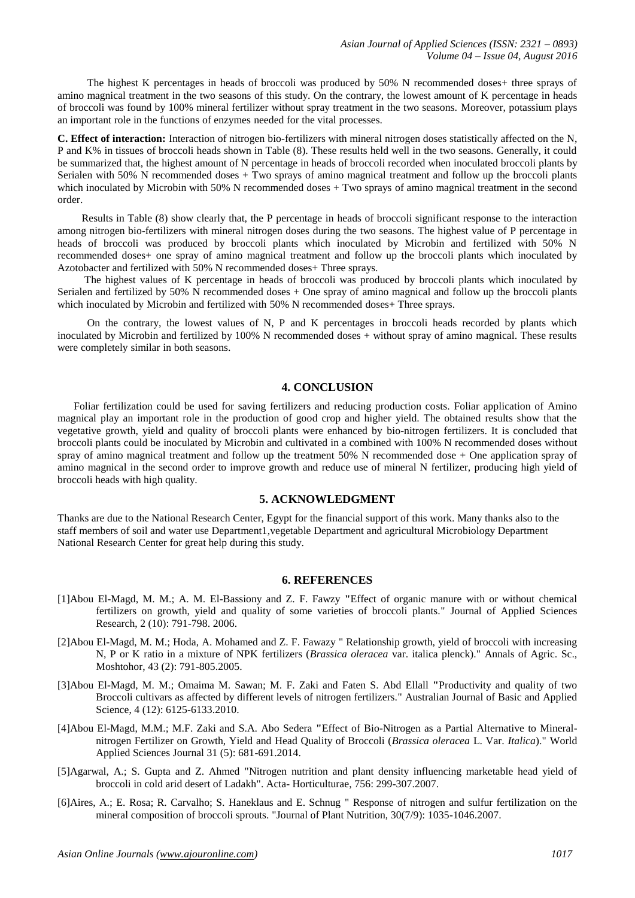The highest K percentages in heads of broccoli was produced by 50% N recommended doses+ three sprays of amino magnical treatment in the two seasons of this study. On the contrary, the lowest amount of K percentage in heads of broccoli was found by 100% mineral fertilizer without spray treatment in the two seasons. Moreover, potassium plays an important role in the functions of enzymes needed for the vital processes.

**C. Effect of interaction:** Interaction of nitrogen bio-fertilizers with mineral nitrogen doses statistically affected on the N, P and K% in tissues of broccoli heads shown in Table (8). These results held well in the two seasons. Generally, it could be summarized that, the highest amount of N percentage in heads of broccoli recorded when inoculated broccoli plants by Serialen with 50% N recommended doses + Two sprays of amino magnical treatment and follow up the broccoli plants which inoculated by Microbin with 50% N recommended doses + Two sprays of amino magnical treatment in the second order.

Results in Table (8) show clearly that, the P percentage in heads of broccoli significant response to the interaction among nitrogen bio-fertilizers with mineral nitrogen doses during the two seasons. The highest value of P percentage in heads of broccoli was produced by broccoli plants which inoculated by Microbin and fertilized with 50% N recommended doses+ one spray of amino magnical treatment and follow up the broccoli plants which inoculated by Azotobacter and fertilized with 50% N recommended doses+ Three sprays.

The highest values of K percentage in heads of broccoli was produced by broccoli plants which inoculated by Serialen and fertilized by 50% N recommended doses + One spray of amino magnical and follow up the broccoli plants which inoculated by Microbin and fertilized with 50% N recommended doses+ Three sprays.

On the contrary, the lowest values of N, P and K percentages in broccoli heads recorded by plants which inoculated by Microbin and fertilized by 100% N recommended doses + without spray of amino magnical. These results were completely similar in both seasons.

## 4. CONCLUSION

Foliar fertilization could be used for saving fertilizers and reducing production costs. Foliar application of Amino magnical play an important role in the production of good crop and higher yield. The obtained results show that the vegetative growth, yield and quality of broccoli plants were enhanced by bio-nitrogen fertilizers. It is concluded that broccoli plants could be inoculated by Microbin and cultivated in a combined with 100% N recommended doses without spray of amino magnical treatment and follow up the treatment 50% N recommended dose + One application spray of amino magnical in the second order to improve growth and reduce use of mineral N fertilizer, producing high yield of broccoli heads with high quality.

## 5. ACKNOWLEDGMENT

Thanks are due to the National Research Center, Egypt for the financial support of this work. Many thanks also to the staff members of soil and water use Department1,vegetable Department and agricultural Microbiology Department National Research Center for great help during this study.

## 6. REFERENCES

[1]Abou El-Magd, M. M.; A. M. El-Bassiony and Z. F. Fawzy "Effect of organic manure with or without chemical fertilizers on growth, yield and quality of some varieties of broccoli plants." Journal of Applied Sciences Research, 2 (10): 791-798. 2006.

[2]Abou El-Magd, M. M.; Hoda, A. Mohamed and Z. F. Fawazy " Relationship growth, yield of broccoli with increasing N, P or K ratio in a mixture of NPK fertilizers (*Brassica oleracea* var. italica plenck)." Annals of Agric. Sc., Moshtohor, 43 (2): 791-805.2005.

[3]Abou El-Magd, M. M.; Omaima M. Sawan; M. F. Zaki and Faten S. Abd Ellall "Productivity and quality of two Broccoli cultivars as affected by different levels of nitrogen fertilizers." Australian Journal of Basic and Applied Science, 4 (12): 6125-6133.2010.

[4]Abou El-Magd, M.M.; M.F. Zaki and S.A. Abo Sedera "Effect of Bio-Nitrogen as a Partial Alternative to Mineral-nitrogen Fertilizer on Growth, Yield and Head Quality of Broccoli (*Brassica oleracea* L. Var. *Italica*)." World Applied Sciences Journal 31 (5): 681-691.2014.

[5]Agarwal, A.; S. Gupta and Z. Ahmed "Nitrogen nutrition and plant density influencing marketable head yield of broccoli in cold arid desert of Ladakh". Acta- Horticulturae, 756: 299-307.2007.

[6]Aires, A.; E. Rosa; R. Carvalho; S. Haneklaus and E. Schnug " Response of nitrogen and sulfur fertilization on the mineral composition of broccoli sprouts. "Journal of Plant Nutrition, 30(7/9): 1035-1046.2007.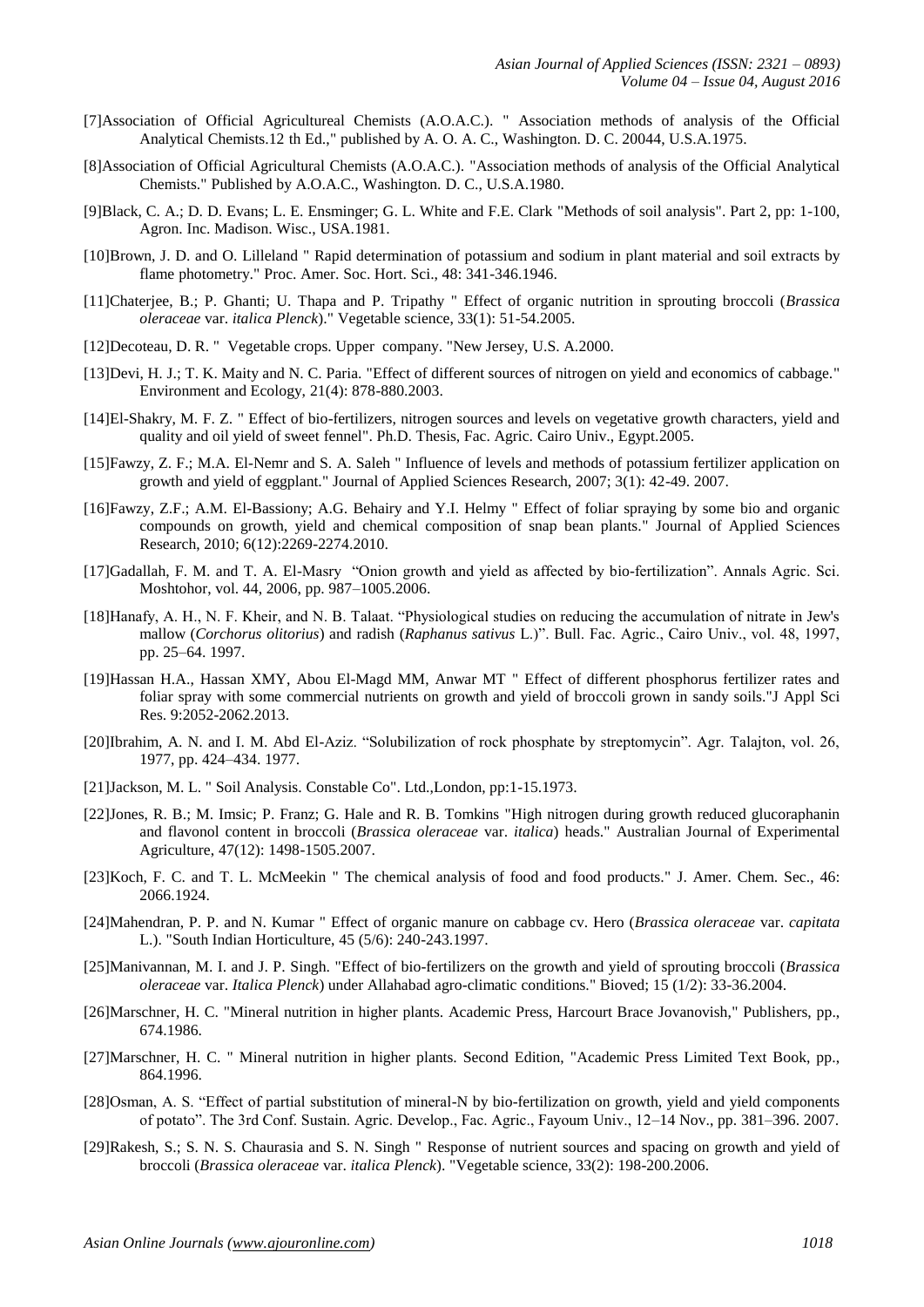[7]Association of Official Agricultureal Chemists (A.O.A.C.). " Association methods of analysis of the Official Analytical Chemists.12 th Ed.," published by A. O. A. C., Washington. D. C. 20044, U.S.A.1975.

[8]Association of Official Agricultural Chemists (A.O.A.C.). "Association methods of analysis of the Official Analytical Chemists." Published by A.O.A.C., Washington. D. C., U.S.A.1980.

[9]Black, C. A.; D. D. Evans; L. E. Ensminger; G. L. White and F.E. Clark "Methods of soil analysis". Part 2, pp: 1-100, Agron. Inc. Madison. Wisc., USA.1981.

[10]Brown, J. D. and O. Lilleland " Rapid determination of potassium and sodium in plant material and soil extracts by flame photometry." Proc. Amer. Soc. Hort. Sci., 48: 341-346.1946.

[11]Chaterjee, B.; P. Ghanti; U. Thapa and P. Tripathy " Effect of organic nutrition in sprouting broccoli (*Brassica oleraceae* var. *italica Plenck*)." Vegetable science, 33(1): 51-54.2005.

[12]Decoteau, D. R. " Vegetable crops. Upper company. "New Jersey, U.S. A.2000.

[13]Devi, H. J.; T. K. Maity and N. C. Paria. "Effect of different sources of nitrogen on yield and economics of cabbage." Environment and Ecology, 21(4): 878-880.2003.

[14]El-Shakry, M. F. Z. " Effect of bio-fertilizers, nitrogen sources and levels on vegetative growth characters, yield and quality and oil yield of sweet fennel". Ph.D. Thesis, Fac. Agric. Cairo Univ., Egypt.2005.

[15]Fawzy, Z. F.; M.A. El-Nemr and S. A. Saleh " Influence of levels and methods of potassium fertilizer application on growth and yield of eggplant." Journal of Applied Sciences Research, 2007; 3(1): 42-49. 2007.

[16]Fawzy, Z.F.; A.M. El-Bassiony; A.G. Behairy and Y.I. Helmy " Effect of foliar spraying by some bio and organic compounds on growth, yield and chemical composition of snap bean plants." Journal of Applied Sciences Research, 2010; 6(12):2269-2274.2010.

[17]Gadallah, F. M. and T. A. El-Masry "Onion growth and yield as affected by bio-fertilization". Annals Agric. Sci. Moshtohor, vol. 44, 2006, pp. 987–1005.2006.

[18]Hanafy, A. H., N. F. Kheir, and N. B. Talaat. "Physiological studies on reducing the accumulation of nitrate in Jew's mallow (*Corchorus olitorius*) and radish (*Raphanus sativus* L.)". Bull. Fac. Agric., Cairo Univ., vol. 48, 1997, pp. 25–64. 1997.

[19]Hassan H.A., Hassan XMY, Abou El-Magd MM, Anwar MT " Effect of different phosphorus fertilizer rates and foliar spray with some commercial nutrients on growth and yield of broccoli grown in sandy soils."J Appl Sci Res. 9:2052-2062.2013.

[20]Ibrahim, A. N. and I. M. Abd El-Aziz. "Solubilization of rock phosphate by streptomycin". Agr. Talajton, vol. 26, 1977, pp. 424–434. 1977.

[21]Jackson, M. L. " Soil Analysis. Constable Co". Ltd.,London, pp:1-15.1973.

[22]Jones, R. B.; M. Imsic; P. Franz; G. Hale and R. B. Tomkins "High nitrogen during growth reduced glucoraphanin and flavonol content in broccoli (*Brassica oleraceae* var. *italica*) heads." Australian Journal of Experimental Agriculture, 47(12): 1498-1505.2007.

[23]Koch, F. C. and T. L. McMeekin " The chemical analysis of food and food products." J. Amer. Chem. Sec., 46: 2066.1924.

[24]Mahendran, P. P. and N. Kumar " Effect of organic manure on cabbage cv. Hero (*Brassica oleraceae* var. *capitata* L.). "South Indian Horticulture, 45 (5/6): 240-243.1997.

[25]Manivannan, M. I. and J. P. Singh. "Effect of bio-fertilizers on the growth and yield of sprouting broccoli (*Brassica oleraceae* var. *Italica Plenck*) under Allahabad agro-climatic conditions." Bioved; 15 (1/2): 33-36.2004.

[26]Marschner, H. C. "Mineral nutrition in higher plants. Academic Press, Harcourt Brace Jovanovish," Publishers, pp., 674.1986.

[27]Marschner, H. C. " Mineral nutrition in higher plants. Second Edition, "Academic Press Limited Text Book, pp., 864.1996.

[28]Osman, A. S. "Effect of partial substitution of mineral-N by bio-fertilization on growth, yield and yield components of potato". The 3rd Conf. Sustain. Agric. Develop., Fac. Agric., Fayoum Univ., 12–14 Nov., pp. 381–396. 2007.

[29]Rakesh, S.; S. N. S. Chaurasia and S. N. Singh " Response of nutrient sources and spacing on growth and yield of broccoli (*Brassica oleraceae* var. *italica Plenck*). "Vegetable science, 33(2): 198-200.2006.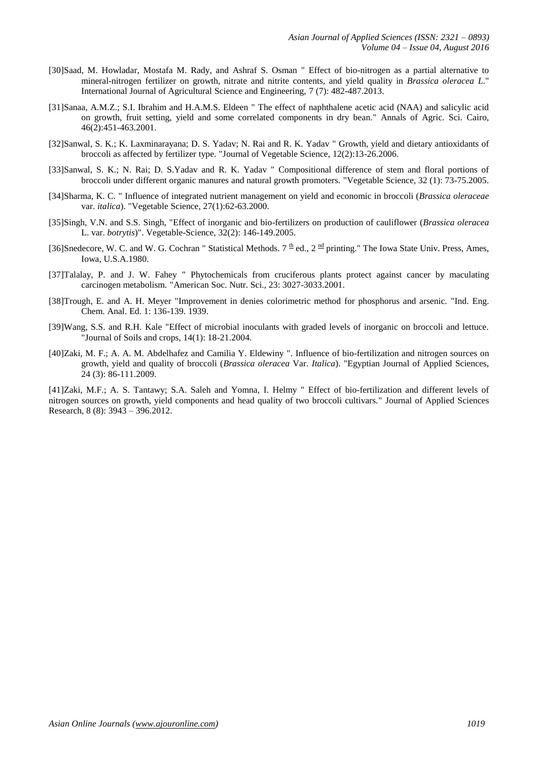[30]Saad, M. Howladar, Mostafa M. Rady, and Ashraf S. Osman " Effect of bio-nitrogen as a partial alternative to mineral-nitrogen fertilizer on growth, nitrate and nitrite contents, and yield quality in *Brassica oleracea L*." International Journal of Agricultural Science and Engineering, 7 (7): 482-487.2013.

[31]Sanaa, A.M.Z.; S.I. Ibrahim and H.A.M.S. Eldeen " The effect of naphthalene acetic acid (NAA) and salicylic acid on growth, fruit setting, yield and some correlated components in dry bean." Annals of Agric. Sci. Cairo, 46(2):451-463.2001.

[32]Sanwal, S. K.; K. Laxminarayana; D. S. Yadav; N. Rai and R. K. Yadav " Growth, yield and dietary antioxidants of broccoli as affected by fertilizer type. "Journal of Vegetable Science, 12(2):13-26.2006.

[33]Sanwal, S. K.; N. Rai; D. S.Yadav and R. K. Yadav " Compositional difference of stem and floral portions of broccoli under different organic manures and natural growth promoters. "Vegetable Science, 32 (1): 73-75.2005.

[34]Sharma, K. C. " Influence of integrated nutrient management on yield and economic in broccoli (*Brassica oleraceae* var. *italica*). "Vegetable Science, 27(1):62-63.2000.

[35]Singh, V.N. and S.S. Singh, "Effect of inorganic and bio-fertilizers on production of cauliflower (*Brassica oleracea* L. var. *botrytis*)". Vegetable-Science, 32(2): 146-149.2005.

[36]Snedecore, W. C. and W. G. Cochran " Statistical Methods. 7 th ed., 2 nd printing." The Iowa State Univ. Press, Ames, Iowa, U.S.A.1980.

[37]Talalay, P. and J. W. Fahey " Phytochemicals from cruciferous plants protect against cancer by maculating carcinogen metabolism. "American Soc. Nutr. Sci., 23: 3027-3033.2001.

[38]Trough, E. and A. H. Meyer "Improvement in denies colorimetric method for phosphorus and arsenic. "Ind. Eng. Chem. Anal. Ed. 1: 136-139. 1939.

[39]Wang, S.S. and R.H. Kale "Effect of microbial inoculants with graded levels of inorganic on broccoli and lettuce. "Journal of Soils and crops, 14(1): 18-21.2004.

[40]Zaki, M. F.; A. A. M. Abdelhafez and Camilia Y. Eldewiny ". Influence of bio-fertilization and nitrogen sources on growth, yield and quality of broccoli (*Brassica oleracea* Var. *Italica*). "Egyptian Journal of Applied Sciences, 24 (3): 86-111.2009.

[41]Zaki, M.F.; A. S. Tantawy; S.A. Saleh and Yomna, I. Helmy " Effect of bio-fertilization and different levels of nitrogen sources on growth, yield components and head quality of two broccoli cultivars." Journal of Applied Sciences Research, 8 (8): 3943 – 396.2012.